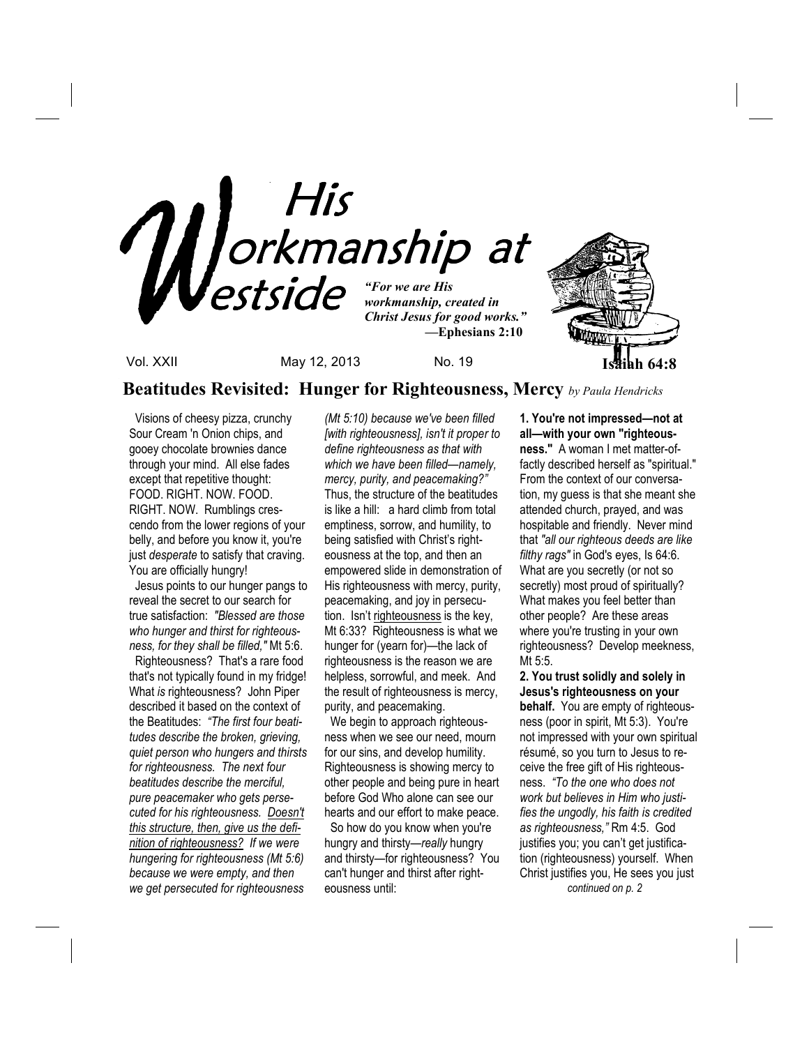# His Workmanship at Westside

*"For we are His workmanship, created in Christ Jesus for good works."*
**—Ephesians 2:10**

**Isaiah 64:8**

Vol. XXII May 12, 2013 No. 19

## Beatitudes Revisited: Hunger for Righteousness, Mercy *by Paula Hendricks*

Visions of cheesy pizza, crunchy Sour Cream 'n Onion chips, and gooey chocolate brownies dance through your mind. All else fades except that repetitive thought: FOOD. RIGHT. NOW. FOOD. RIGHT. NOW. Rumblings crescendo from the lower regions of your belly, and before you know it, you're just *desperate* to satisfy that craving. You are officially hungry!

Jesus points to our hunger pangs to reveal the secret to our search for true satisfaction: *"Blessed are those who hunger and thirst for righteousness, for they shall be filled,"* Mt 5:6.

Righteousness? That's a rare food that's not typically found in my fridge! What *is* righteousness? John Piper described it based on the context of the Beatitudes: *"The first four beatitudes describe the broken, grieving, quiet person who hungers and thirsts for righteousness. The next four beatitudes describe the merciful, pure peacemaker who gets persecuted for his righteousness. Doesn't this structure, then, give us the definition of righteousness? If we were hungering for righteousness (Mt 5:6) because we were empty, and then we get persecuted for righteousness (Mt 5:10) because we've been filled [with righteousness], isn't it proper to define righteousness as that with which we have been filled—namely, mercy, purity, and peacemaking?"* Thus, the structure of the beatitudes is like a hill: a hard climb from total emptiness, sorrow, and humility, to being satisfied with Christ's righteousness at the top, and then an empowered slide in demonstration of His righteousness with mercy, purity, peacemaking, and joy in persecution. Isn't righteousness is the key, Mt 6:33? Righteousness is what we hunger for (yearn for)—the lack of righteousness is the reason we are helpless, sorrowful, and meek. And the result of righteousness is mercy, purity, and peacemaking.

We begin to approach righteousness when we see our need, mourn for our sins, and develop humility. Righteousness is showing mercy to other people and being pure in heart before God Who alone can see our hearts and our effort to make peace.

So how do you know when you're hungry and thirsty—*really* hungry and thirsty—for righteousness? You can't hunger and thirst after righteousness until:

**1. You're not impressed—not at all—with your own "righteousness."** A woman I met matter-of-factly described herself as "spiritual." From the context of our conversation, my guess is that she meant she attended church, prayed, and was hospitable and friendly. Never mind that *"all our righteous deeds are like filthy rags"* in God's eyes, Is 64:6. What are you secretly (or not so secretly) most proud of spiritually? What makes you feel better than other people? Are these areas where you're trusting in your own righteousness? Develop meekness, Mt 5:5.

**2. You trust solidly and solely in Jesus's righteousness on your behalf.** You are empty of righteousness (poor in spirit, Mt 5:3). You're not impressed with your own spiritual résumé, so you turn to Jesus to receive the free gift of His righteousness. *"To the one who does not work but believes in Him who justifies the ungodly, his faith is credited as righteousness,"* Rm 4:5. God justifies you; you can't get justification (righteousness) yourself. When Christ justifies you, He sees you just

*continued on p. 2*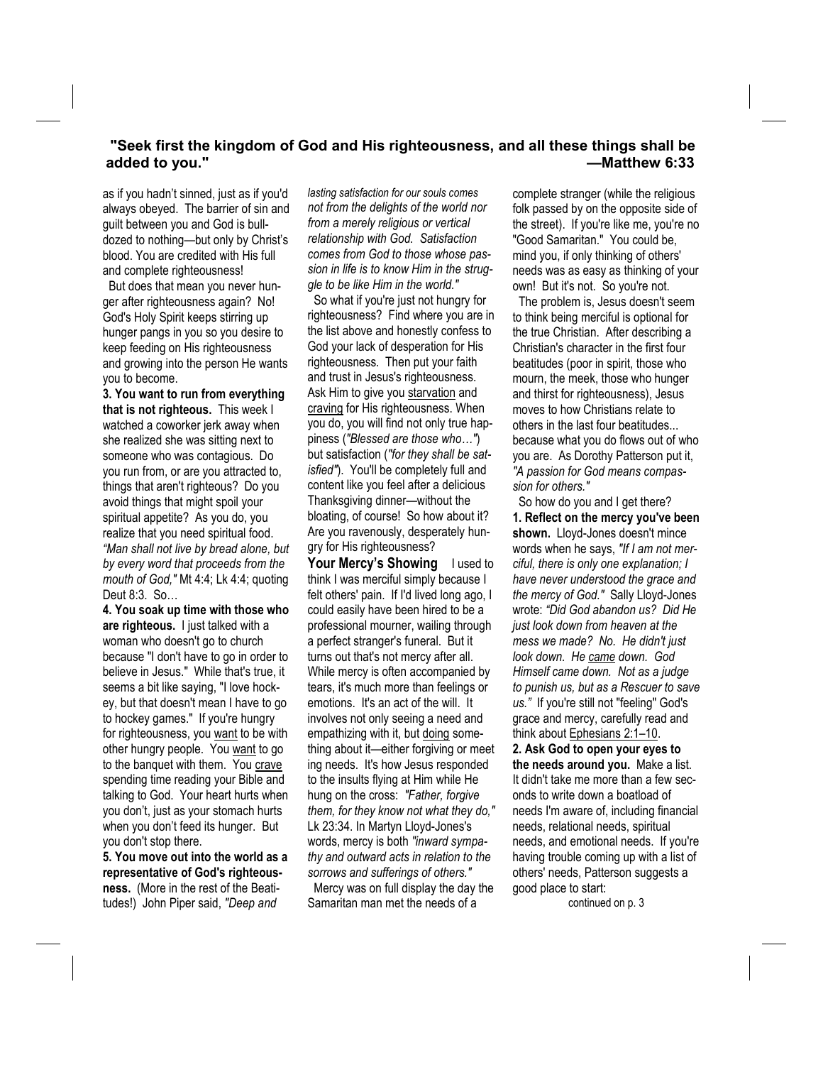**"Seek first the kingdom of God and His righteousness, and all these things shall be added to you." —Matthew 6:33**

as if you hadn't sinned, just as if you'd always obeyed. The barrier of sin and guilt between you and God is bulldozed to nothing—but only by Christ's blood. You are credited with His full and complete righteousness!

But does that mean you never hunger after righteousness again? No! God's Holy Spirit keeps stirring up hunger pangs in you so you desire to keep feeding on His righteousness and growing into the person He wants you to become.

**3. You want to run from everything that is not righteous.** This week I watched a coworker jerk away when she realized she was sitting next to someone who was contagious. Do you run from, or are you attracted to, things that aren't righteous? Do you avoid things that might spoil your spiritual appetite? As you do, you realize that you need spiritual food. *"Man shall not live by bread alone, but by every word that proceeds from the mouth of God,"* Mt 4:4; Lk 4:4; quoting Deut 8:3. So…

**4. You soak up time with those who are righteous.** I just talked with a woman who doesn't go to church because "I don't have to go in order to believe in Jesus." While that's true, it seems a bit like saying, "I love hockey, but that doesn't mean I have to go to hockey games." If you're hungry for righteousness, you want to be with other hungry people. You want to go to the banquet with them. You crave spending time reading your Bible and talking to God. Your heart hurts when you don't, just as your stomach hurts when you don't feed its hunger. But you don't stop there.

**5. You move out into the world as a representative of God's righteousness.** (More in the rest of the Beatitudes!) John Piper said, *"Deep and lasting satisfaction for our souls comes not from the delights of the world nor from a merely religious or vertical relationship with God. Satisfaction comes from God to those whose passion in life is to know Him in the struggle to be like Him in the world."*

So what if you're just not hungry for righteousness? Find where you are in the list above and honestly confess to God your lack of desperation for His righteousness. Then put your faith and trust in Jesus's righteousness. Ask Him to give you starvation and craving for His righteousness. When you do, you will find not only true happiness (*"Blessed are those who…"*) but satisfaction (*"for they shall be satisfied"*). You'll be completely full and content like you feel after a delicious Thanksgiving dinner—without the bloating, of course! So how about it? Are you ravenously, desperately hungry for His righteousness?

**Your Mercy's Showing** I used to think I was merciful simply because I felt others' pain. If I'd lived long ago, I could easily have been hired to be a professional mourner, wailing through a perfect stranger's funeral. But it turns out that's not mercy after all. While mercy is often accompanied by tears, it's much more than feelings or emotions. It's an act of the will. It involves not only seeing a need and empathizing with it, but doing something about it—either forgiving or meeting needs. It's how Jesus responded to the insults flying at Him while He hung on the cross: *"Father, forgive them, for they know not what they do,"* Lk 23:34. In Martyn Lloyd-Jones's words, mercy is both *"inward sympathy and outward acts in relation to the sorrows and sufferings of others."*

Mercy was on full display the day the Samaritan man met the needs of a complete stranger (while the religious folk passed by on the opposite side of the street). If you're like me, you're no "Good Samaritan." You could be, mind you, if only thinking of others' needs was as easy as thinking of your own! But it's not. So you're not.

The problem is, Jesus doesn't seem to think being merciful is optional for the true Christian. After describing a Christian's character in the first four beatitudes (poor in spirit, those who mourn, the meek, those who hunger and thirst for righteousness), Jesus moves to how Christians relate to others in the last four beatitudes... because what you do flows out of who you are. As Dorothy Patterson put it, *"A passion for God means compassion for others."*

So how do you and I get there?

**1. Reflect on the mercy you've been shown.** Lloyd-Jones doesn't mince words when he says, *"If I am not merciful, there is only one explanation; I have never understood the grace and the mercy of God."* Sally Lloyd-Jones wrote: *"Did God abandon us? Did He just look down from heaven at the mess we made? No. He didn't just look down. He came down. God Himself came down. Not as a judge to punish us, but as a Rescuer to save us."* If you're still not "feeling" God's grace and mercy, carefully read and think about Ephesians 2:1–10.

**2. Ask God to open your eyes to the needs around you.** Make a list. It didn't take me more than a few seconds to write down a boatload of needs I'm aware of, including financial needs, relational needs, spiritual needs, and emotional needs. If you're having trouble coming up with a list of others' needs, Patterson suggests a good place to start:

continued on p. 3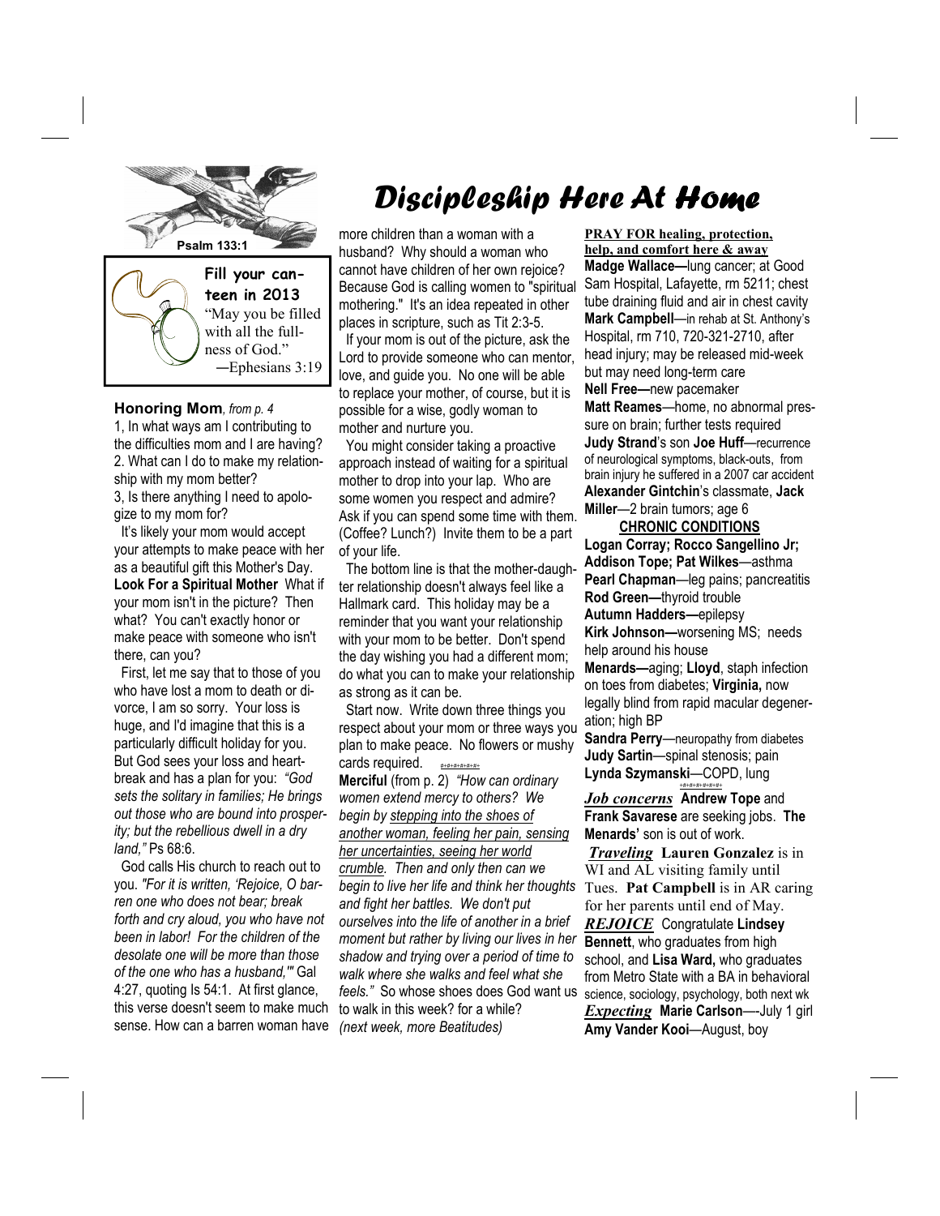# Discipleship Here At Home

Psalm 133:1

**Fill your canteen in 2013**

"May you be filled with all the fullness of God."
—Ephesians 3:19

**Honoring Mom**, *from p. 4*

1, In what ways am I contributing to the difficulties mom and I are having?
2. What can I do to make my relationship with my mom better?
3, Is there anything I need to apologize to my mom for?

It's likely your mom would accept your attempts to make peace with her as a beautiful gift this Mother's Day.

**Look For a Spiritual Mother** What if your mom isn't in the picture? Then what? You can't exactly honor or make peace with someone who isn't there, can you?

First, let me say that to those of you who have lost a mom to death or divorce, I am so sorry. Your loss is huge, and I'd imagine that this is a particularly difficult holiday for you. But God sees your loss and heartbreak and has a plan for you: *"God sets the solitary in families; He brings out those who are bound into prosperity; but the rebellious dwell in a dry land,"* Ps 68:6.

God calls His church to reach out to you. *"For it is written, 'Rejoice, O barren one who does not bear; break forth and cry aloud, you who have not been in labor! For the children of the desolate one will be more than those of the one who has a husband,'"* Gal 4:27, quoting Is 54:1. At first glance, this verse doesn't seem to make much sense. How can a barren woman have more children than a woman with a husband? Why should a woman who cannot have children of her own rejoice? Because God is calling women to "spiritual mothering." It's an idea repeated in other places in scripture, such as Tit 2:3-5.

If your mom is out of the picture, ask the Lord to provide someone who can mentor, love, and guide you. No one will be able to replace your mother, of course, but it is possible for a wise, godly woman to mother and nurture you.

You might consider taking a proactive approach instead of waiting for a spiritual mother to drop into your lap. Who are some women you respect and admire? Ask if you can spend some time with them. (Coffee? Lunch?) Invite them to be a part of your life.

The bottom line is that the mother-daughter relationship doesn't always feel like a Hallmark card. This holiday may be a reminder that you want your relationship with your mom to be better. Don't spend the day wishing you had a different mom; do what you can to make your relationship as strong as it can be.

Start now. Write down three things you respect about your mom or three ways you plan to make peace. No flowers or mushy cards required.

**Merciful** (from p. 2) *"How can ordinary women extend mercy to others? We begin by stepping into the shoes of another woman, feeling her pain, sensing her uncertainties, seeing her world crumble. Then and only then can we begin to live her life and think her thoughts and fight her battles. We don't put ourselves into the life of another in a brief moment but rather by living our lives in her shadow and trying over a period of time to walk where she walks and feel what she feels."* So whose shoes does God want us to walk in this week? for a while? *(next week, more Beatitudes)*

**PRAY FOR healing, protection, help, and comfort here & away**

**Madge Wallace—**lung cancer; at Good Sam Hospital, Lafayette, rm 5211; chest tube draining fluid and air in chest cavity
**Mark Campbell**—in rehab at St. Anthony's Hospital, rm 710, 720-321-2710, after head injury; may be released mid-week but may need long-term care
**Nell Free—**new pacemaker
**Matt Reames**—home, no abnormal pressure on brain; further tests required
**Judy Strand**'s son **Joe Huff**—recurrence of neurological symptoms, black-outs, from brain injury he suffered in a 2007 car accident
**Alexander Gintchin**'s classmate, **Jack Miller**—2 brain tumors; age 6

**CHRONIC CONDITIONS**

**Logan Corray; Rocco Sangellino Jr; Addison Tope; Pat Wilkes**—asthma
**Pearl Chapman**—leg pains; pancreatitis
**Rod Green—**thyroid trouble
**Autumn Hadders—**epilepsy
**Kirk Johnson—**worsening MS; needs help around his house
**Menards—**aging; **Lloyd**, staph infection on toes from diabetes; **Virginia,** now legally blind from rapid macular degeneration; high BP
**Sandra Perry**—neuropathy from diabetes
**Judy Sartin**—spinal stenosis; pain
**Lynda Szymanski**—COPD, lung

***Job concerns*** **Andrew Tope** and **Frank Savarese** are seeking jobs. **The Menards'** son is out of work.

***Traveling*** **Lauren Gonzalez** is in WI and AL visiting family until Tues. **Pat Campbell** is in AR caring for her parents until end of May.

***REJOICE*** Congratulate **Lindsey Bennett**, who graduates from high school, and **Lisa Ward,** who graduates from Metro State with a BA in behavioral science, sociology, psychology, both next wk

***Expecting*** **Marie Carlson**—-July 1 girl
**Amy Vander Kooi**—August, boy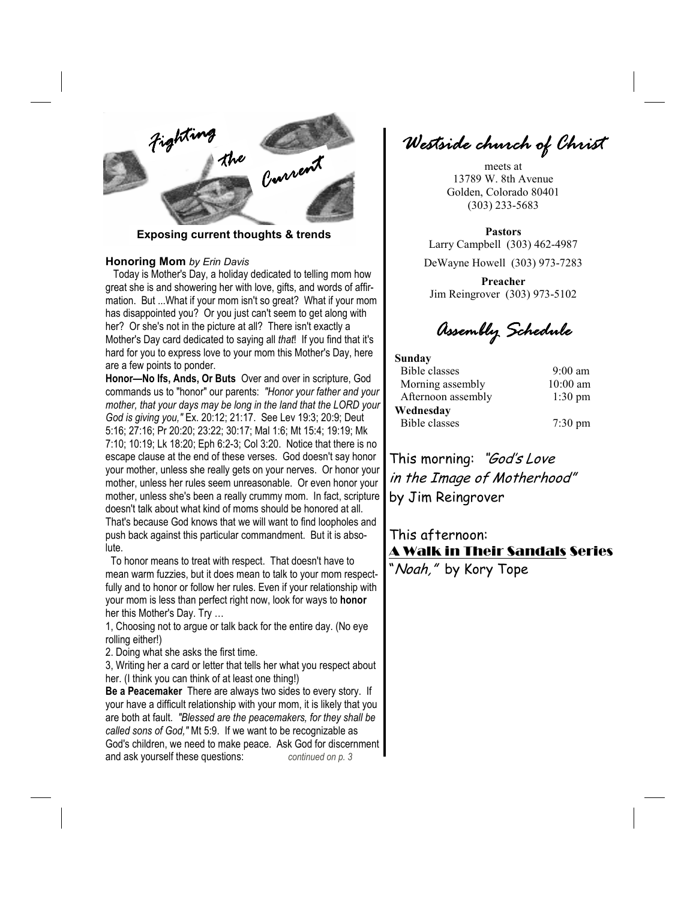# Fighting the Current

**Exposing current thoughts & trends**

### Honoring Mom *by Erin Davis*

Today is Mother's Day, a holiday dedicated to telling mom how great she is and showering her with love, gifts, and words of affirmation. But ...What if your mom isn't so great? What if your mom has disappointed you? Or you just can't seem to get along with her? Or she's not in the picture at all? There isn't exactly a Mother's Day card dedicated to saying all *that*! If you find that it's hard for you to express love to your mom this Mother's Day, here are a few points to ponder.

**Honor—No Ifs, Ands, Or Buts** Over and over in scripture, God commands us to "honor" our parents: *"Honor your father and your mother, that your days may be long in the land that the LORD your God is giving you,"* Ex. 20:12; 21:17. See Lev 19:3; 20:9; Deut 5:16; 27:16; Pr 20:20; 23:22; 30:17; Mal 1:6; Mt 15:4; 19:19; Mk 7:10; 10:19; Lk 18:20; Eph 6:2-3; Col 3:20. Notice that there is no escape clause at the end of these verses. God doesn't say honor your mother, unless she really gets on your nerves. Or honor your mother, unless her rules seem unreasonable. Or even honor your mother, unless she's been a really crummy mom. In fact, scripture doesn't talk about what kind of moms should be honored at all. That's because God knows that we will want to find loopholes and push back against this particular commandment. But it is absolute.

To honor means to treat with respect. That doesn't have to mean warm fuzzies, but it does mean to talk to your mom respectfully and to honor or follow her rules. Even if your relationship with your mom is less than perfect right now, look for ways to **honor** her this Mother's Day. Try …

1, Choosing not to argue or talk back for the entire day. (No eye rolling either!)

2. Doing what she asks the first time.

3, Writing her a card or letter that tells her what you respect about her. (I think you can think of at least one thing!)

**Be a Peacemaker** There are always two sides to every story. If your have a difficult relationship with your mom, it is likely that you are both at fault. *"Blessed are the peacemakers, for they shall be called sons of God,"* Mt 5:9. If we want to be recognizable as God's children, we need to make peace. Ask God for discernment and ask yourself these questions: *continued on p. 3*

# Westside church of Christ

meets at
13789 W. 8th Avenue
Golden, Colorado 80401
(303) 233-5683

**Pastors**
Larry Campbell (303) 462-4987
DeWayne Howell (303) 973-7283

**Preacher**
Jim Reingrover (303) 973-5102

## Assembly Schedule

| | |
|---|---|
| **Sunday** | |
| Bible classes | 9:00 am |
| Morning assembly | 10:00 am |
| Afternoon assembly | 1:30 pm |
| **Wednesday** | |
| Bible classes | 7:30 pm |

This morning: *"God's Love in the Image of Motherhood"* by Jim Reingrover

This afternoon:
**A Walk in Their Sandals Series**
"*Noah,"* by Kory Tope